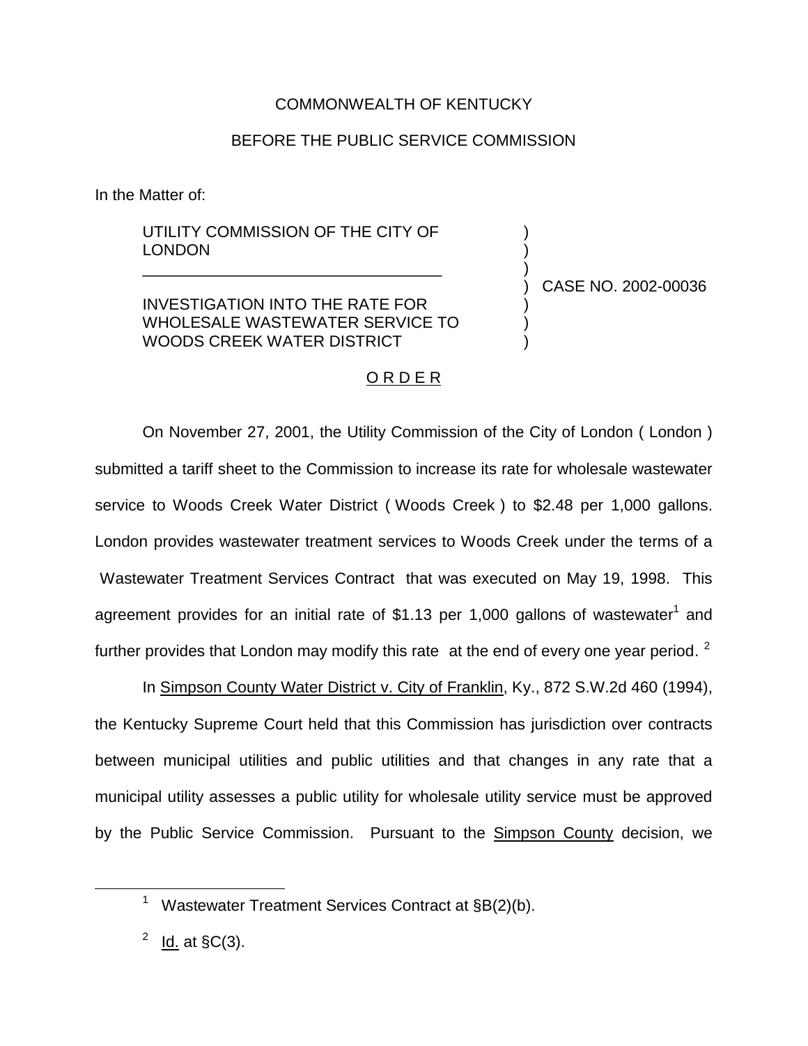COMMONWEALTH OF KENTUCKY

BEFORE THE PUBLIC SERVICE COMMISSION

In the Matter of:

UTILITY COMMISSION OF THE CITY OF LONDON

INVESTIGATION INTO THE RATE FOR WHOLESALE WASTEWATER SERVICE TO WOODS CREEK WATER DISTRICT

CASE NO. 2002-00036

O R D E R

On November 27, 2001, the Utility Commission of the City of London ( London ) submitted a tariff sheet to the Commission to increase its rate for wholesale wastewater service to Woods Creek Water District ( Woods Creek ) to $2.48 per 1,000 gallons. London provides wastewater treatment services to Woods Creek under the terms of a Wastewater Treatment Services Contract that was executed on May 19, 1998. This agreement provides for an initial rate of $1.13 per 1,000 gallons of wastewater[1] and further provides that London may modify this rate at the end of every one year period. [2]

In Simpson County Water District v. City of Franklin, Ky., 872 S.W.2d 460 (1994), the Kentucky Supreme Court held that this Commission has jurisdiction over contracts between municipal utilities and public utilities and that changes in any rate that a municipal utility assesses a public utility for wholesale utility service must be approved by the Public Service Commission. Pursuant to the Simpson County decision, we

---

[1] Wastewater Treatment Services Contract at §B(2)(b).

[2] Id. at §C(3).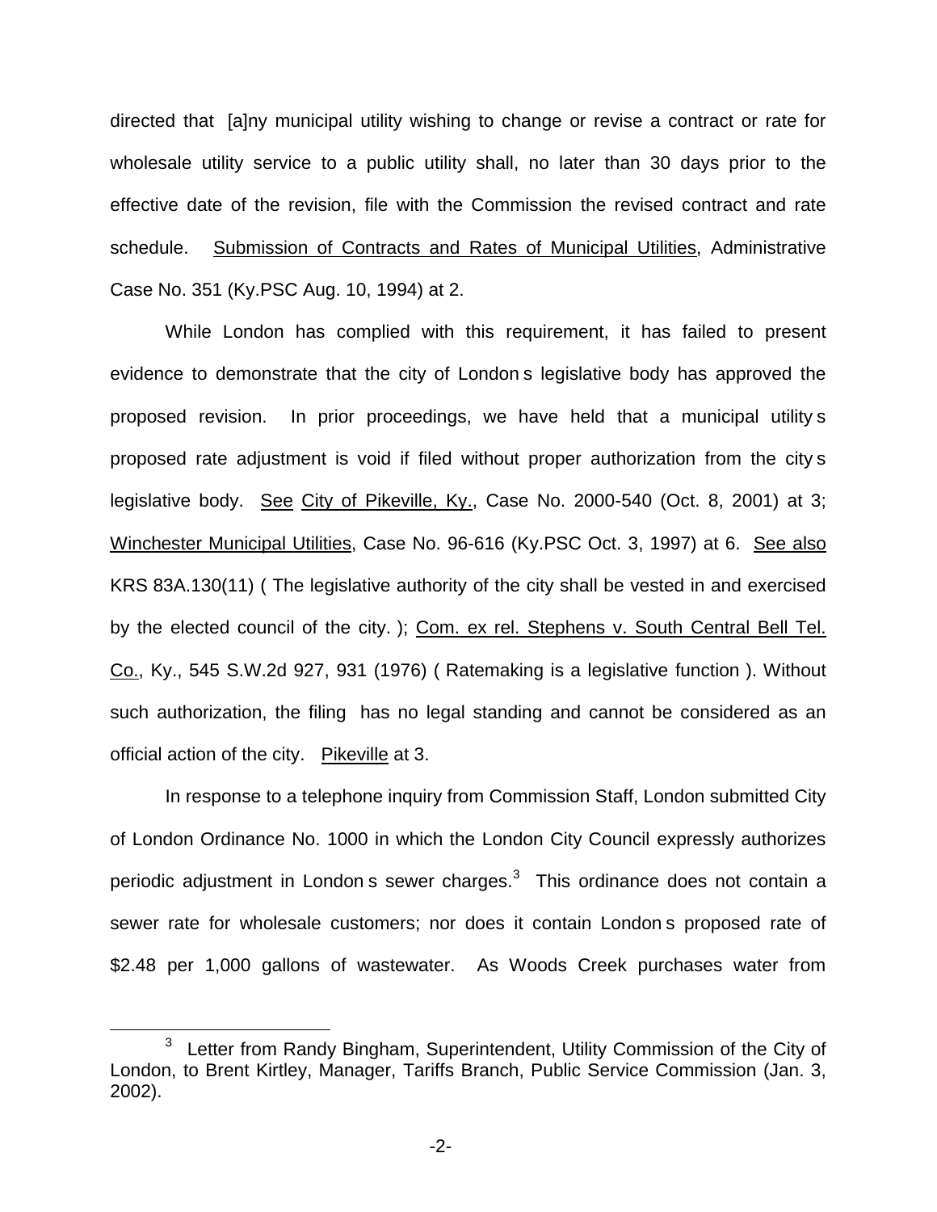directed that [a]ny municipal utility wishing to change or revise a contract or rate for wholesale utility service to a public utility shall, no later than 30 days prior to the effective date of the revision, file with the Commission the revised contract and rate schedule. Submission of Contracts and Rates of Municipal Utilities, Administrative Case No. 351 (Ky.PSC Aug. 10, 1994) at 2.

While London has complied with this requirement, it has failed to present evidence to demonstrate that the city of London s legislative body has approved the proposed revision. In prior proceedings, we have held that a municipal utility s proposed rate adjustment is void if filed without proper authorization from the city s legislative body. See City of Pikeville, Ky., Case No. 2000-540 (Oct. 8, 2001) at 3; Winchester Municipal Utilities, Case No. 96-616 (Ky.PSC Oct. 3, 1997) at 6. See also KRS 83A.130(11) ( The legislative authority of the city shall be vested in and exercised by the elected council of the city. ); Com. ex rel. Stephens v. South Central Bell Tel. Co., Ky., 545 S.W.2d 927, 931 (1976) ( Ratemaking is a legislative function ). Without such authorization, the filing has no legal standing and cannot be considered as an official action of the city. Pikeville at 3.

In response to a telephone inquiry from Commission Staff, London submitted City of London Ordinance No. 1000 in which the London City Council expressly authorizes periodic adjustment in London s sewer charges.[3] This ordinance does not contain a sewer rate for wholesale customers; nor does it contain London s proposed rate of $2.48 per 1,000 gallons of wastewater. As Woods Creek purchases water from

[3] Letter from Randy Bingham, Superintendent, Utility Commission of the City of London, to Brent Kirtley, Manager, Tariffs Branch, Public Service Commission (Jan. 3, 2002).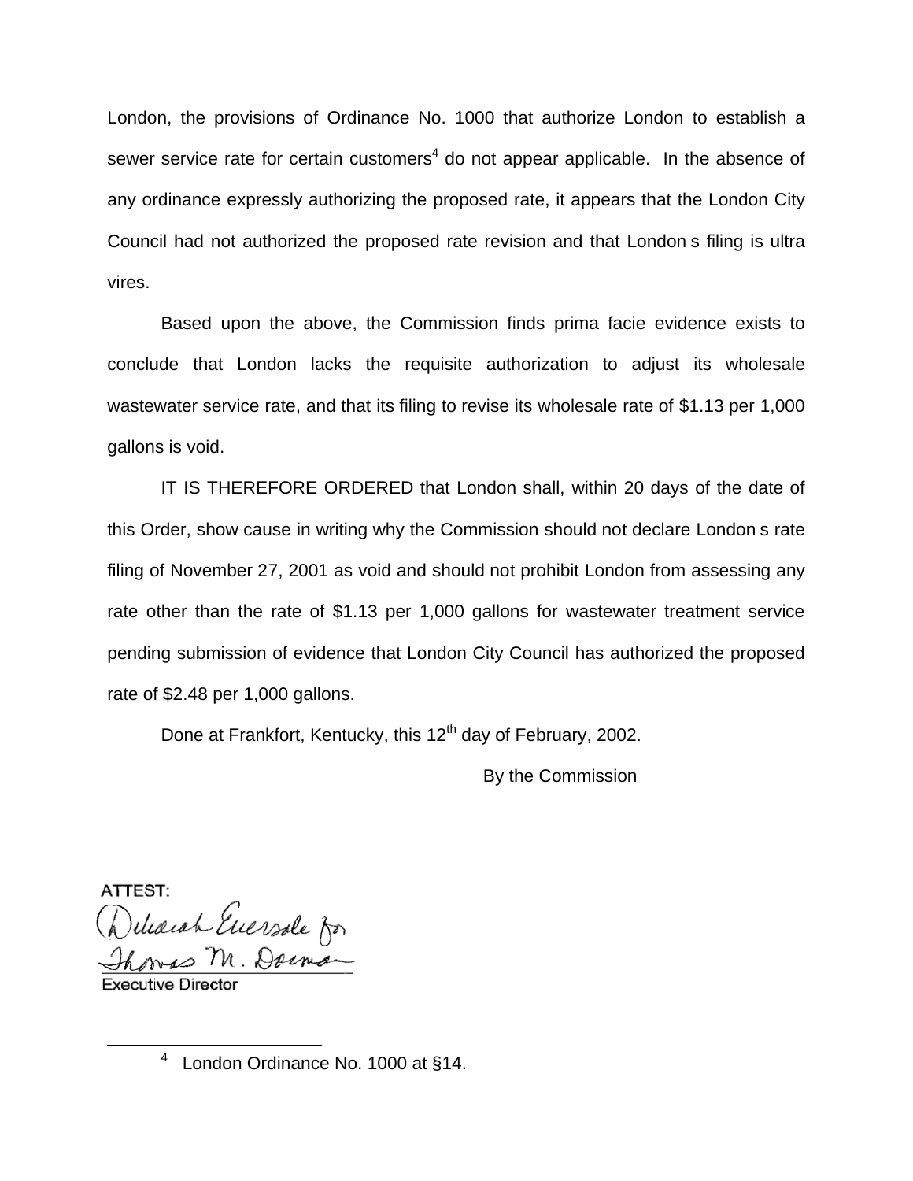London, the provisions of Ordinance No. 1000 that authorize London to establish a sewer service rate for certain customers[4] do not appear applicable. In the absence of any ordinance expressly authorizing the proposed rate, it appears that the London City Council had not authorized the proposed rate revision and that London s filing is ultra vires.

Based upon the above, the Commission finds prima facie evidence exists to conclude that London lacks the requisite authorization to adjust its wholesale wastewater service rate, and that its filing to revise its wholesale rate of $1.13 per 1,000 gallons is void.

IT IS THEREFORE ORDERED that London shall, within 20 days of the date of this Order, show cause in writing why the Commission should not declare London s rate filing of November 27, 2001 as void and should not prohibit London from assessing any rate other than the rate of $1.13 per 1,000 gallons for wastewater treatment service pending submission of evidence that London City Council has authorized the proposed rate of $2.48 per 1,000 gallons.

Done at Frankfort, Kentucky, this 12th day of February, 2002.

By the Commission

ATTEST:

Deborah Eversole for Thomas M. Dorman

Executive Director

---

[4] London Ordinance No. 1000 at §14.